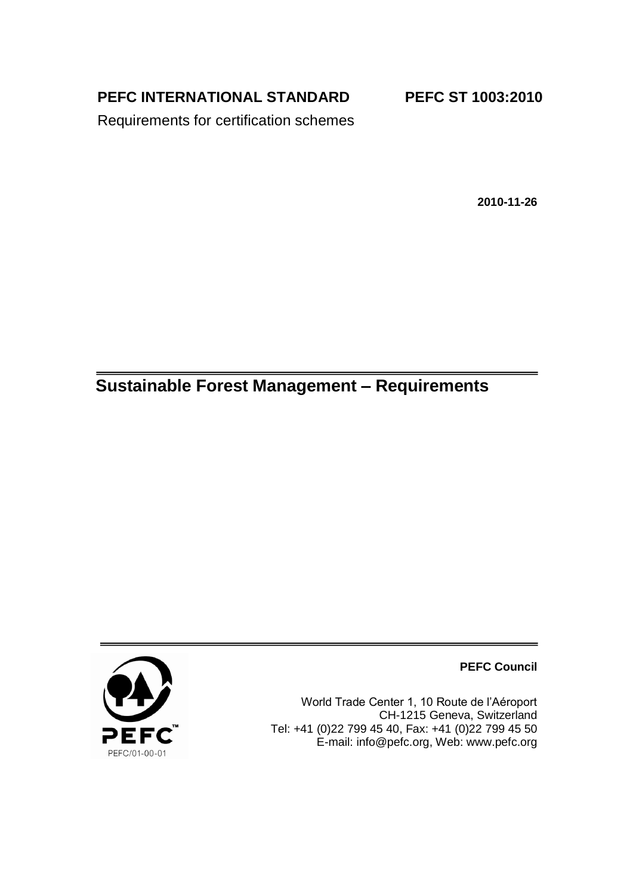**PEFC INTERNATIONAL STANDARD** **PEFC ST 1003:2010**

Requirements for certification schemes

**2010-11-26**

# Sustainable Forest Management – Requirements

**PEFC Council**

World Trade Center 1, 10 Route de l'Aéroport
CH-1215 Geneva, Switzerland
Tel: +41 (0)22 799 45 40, Fax: +41 (0)22 799 45 50
E-mail: info@pefc.org, Web: www.pefc.org

PEFC™

PEFC/01-00-01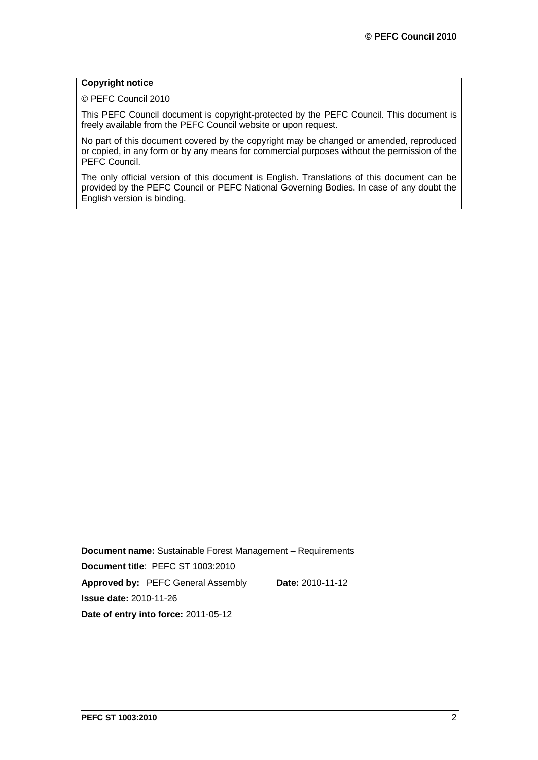**Copyright notice**

© PEFC Council 2010

This PEFC Council document is copyright-protected by the PEFC Council. This document is freely available from the PEFC Council website or upon request.

No part of this document covered by the copyright may be changed or amended, reproduced or copied, in any form or by any means for commercial purposes without the permission of the PEFC Council.

The only official version of this document is English. Translations of this document can be provided by the PEFC Council or PEFC National Governing Bodies. In case of any doubt the English version is binding.

**Document name:** Sustainable Forest Management – Requirements

**Document title**: PEFC ST 1003:2010

**Approved by:** PEFC General Assembly **Date:** 2010-11-12

**Issue date:** 2010-11-26

**Date of entry into force:** 2011-05-12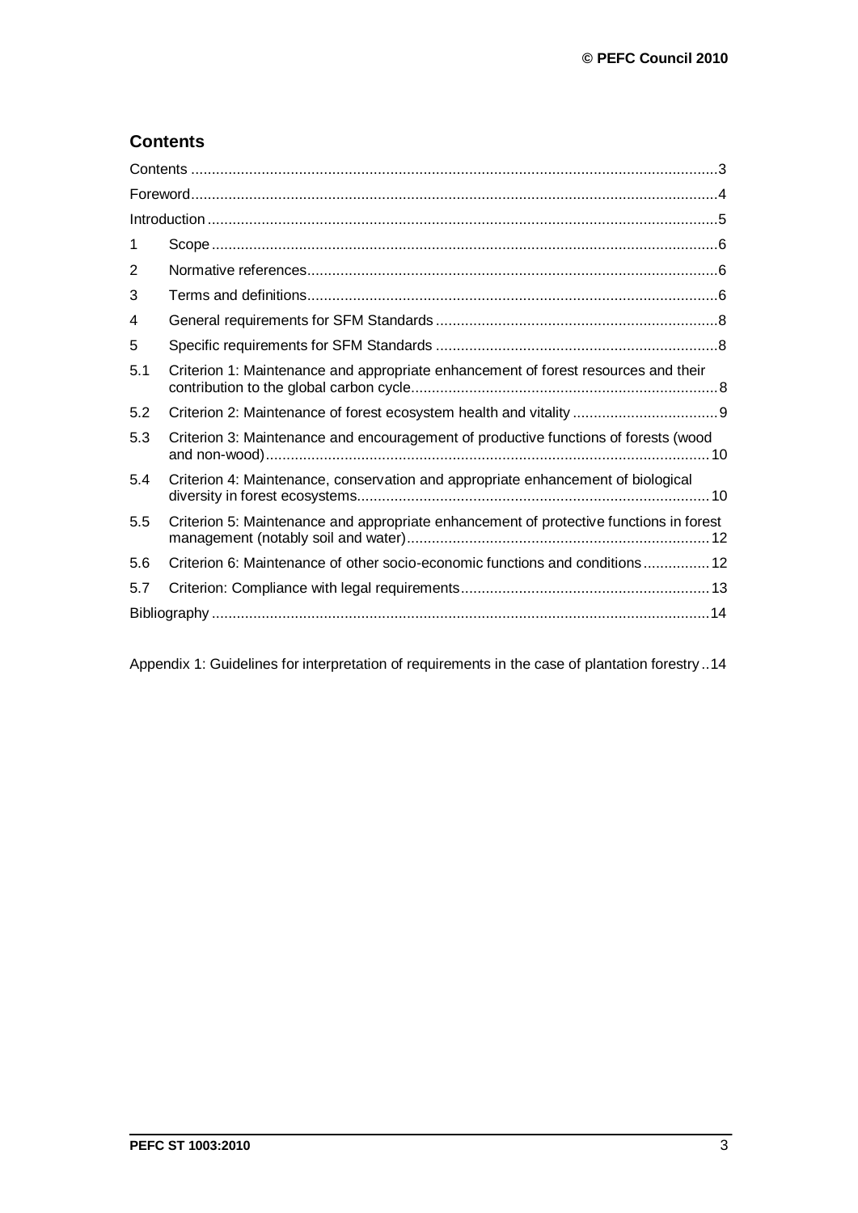## Contents

| | | |
|---|---|---|
| Contents | | 3 |
| Foreword | | 4 |
| Introduction | | 5 |
| 1 | Scope | 6 |
| 2 | Normative references | 6 |
| 3 | Terms and definitions | 6 |
| 4 | General requirements for SFM Standards | 8 |
| 5 | Specific requirements for SFM Standards | 8 |
| 5.1 | Criterion 1: Maintenance and appropriate enhancement of forest resources and their contribution to the global carbon cycle | 8 |
| 5.2 | Criterion 2: Maintenance of forest ecosystem health and vitality | 9 |
| 5.3 | Criterion 3: Maintenance and encouragement of productive functions of forests (wood and non-wood) | 10 |
| 5.4 | Criterion 4: Maintenance, conservation and appropriate enhancement of biological diversity in forest ecosystems | 10 |
| 5.5 | Criterion 5: Maintenance and appropriate enhancement of protective functions in forest management (notably soil and water) | 12 |
| 5.6 | Criterion 6: Maintenance of other socio-economic functions and conditions | 12 |
| 5.7 | Criterion: Compliance with legal requirements | 13 |
| Bibliography | | 14 |

Appendix 1: Guidelines for interpretation of requirements in the case of plantation forestry .. 14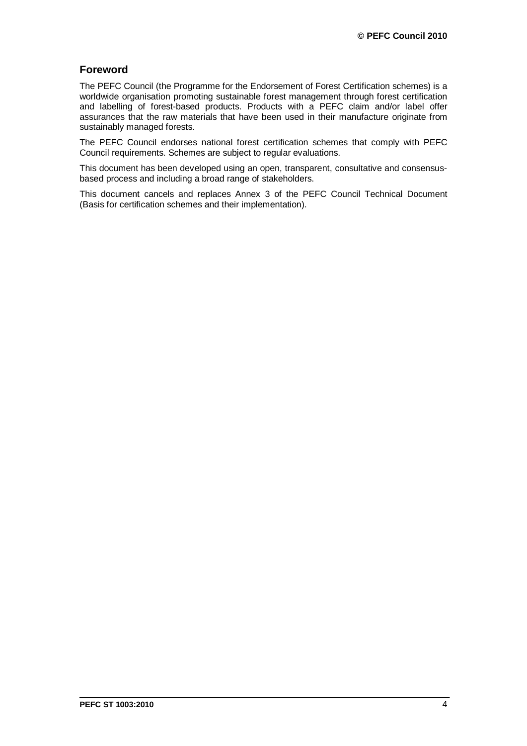## Foreword

The PEFC Council (the Programme for the Endorsement of Forest Certification schemes) is a worldwide organisation promoting sustainable forest management through forest certification and labelling of forest-based products. Products with a PEFC claim and/or label offer assurances that the raw materials that have been used in their manufacture originate from sustainably managed forests.

The PEFC Council endorses national forest certification schemes that comply with PEFC Council requirements. Schemes are subject to regular evaluations.

This document has been developed using an open, transparent, consultative and consensus-based process and including a broad range of stakeholders.

This document cancels and replaces Annex 3 of the PEFC Council Technical Document (Basis for certification schemes and their implementation).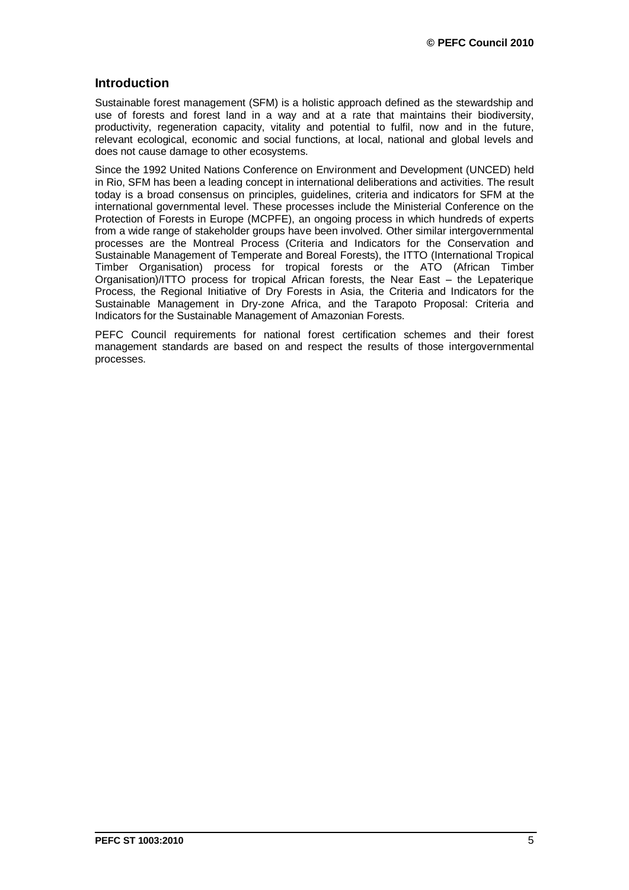## Introduction

Sustainable forest management (SFM) is a holistic approach defined as the stewardship and use of forests and forest land in a way and at a rate that maintains their biodiversity, productivity, regeneration capacity, vitality and potential to fulfil, now and in the future, relevant ecological, economic and social functions, at local, national and global levels and does not cause damage to other ecosystems.

Since the 1992 United Nations Conference on Environment and Development (UNCED) held in Rio, SFM has been a leading concept in international deliberations and activities. The result today is a broad consensus on principles, guidelines, criteria and indicators for SFM at the international governmental level. These processes include the Ministerial Conference on the Protection of Forests in Europe (MCPFE), an ongoing process in which hundreds of experts from a wide range of stakeholder groups have been involved. Other similar intergovernmental processes are the Montreal Process (Criteria and Indicators for the Conservation and Sustainable Management of Temperate and Boreal Forests), the ITTO (International Tropical Timber Organisation) process for tropical forests or the ATO (African Timber Organisation)/ITTO process for tropical African forests, the Near East – the Lepaterique Process, the Regional Initiative of Dry Forests in Asia, the Criteria and Indicators for the Sustainable Management in Dry-zone Africa, and the Tarapoto Proposal: Criteria and Indicators for the Sustainable Management of Amazonian Forests.

PEFC Council requirements for national forest certification schemes and their forest management standards are based on and respect the results of those intergovernmental processes.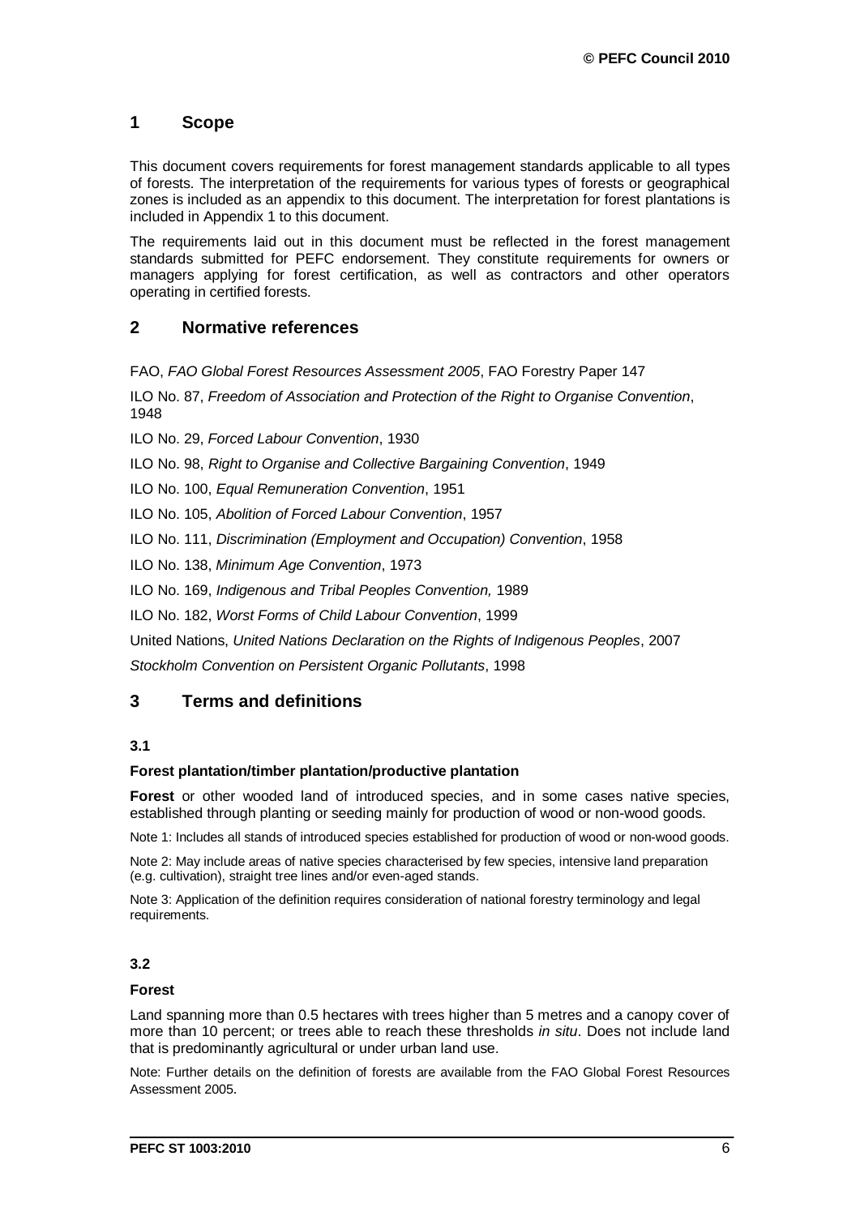## 1 Scope

This document covers requirements for forest management standards applicable to all types of forests. The interpretation of the requirements for various types of forests or geographical zones is included as an appendix to this document. The interpretation for forest plantations is included in Appendix 1 to this document.

The requirements laid out in this document must be reflected in the forest management standards submitted for PEFC endorsement. They constitute requirements for owners or managers applying for forest certification, as well as contractors and other operators operating in certified forests.

## 2 Normative references

FAO, *FAO Global Forest Resources Assessment 2005*, FAO Forestry Paper 147

ILO No. 87, *Freedom of Association and Protection of the Right to Organise Convention*, 1948

ILO No. 29, *Forced Labour Convention*, 1930

ILO No. 98, *Right to Organise and Collective Bargaining Convention*, 1949

ILO No. 100, *Equal Remuneration Convention*, 1951

ILO No. 105, *Abolition of Forced Labour Convention*, 1957

ILO No. 111, *Discrimination (Employment and Occupation) Convention*, 1958

ILO No. 138, *Minimum Age Convention*, 1973

ILO No. 169, *Indigenous and Tribal Peoples Convention,* 1989

ILO No. 182, *Worst Forms of Child Labour Convention*, 1999

United Nations, *United Nations Declaration on the Rights of Indigenous Peoples*, 2007

*Stockholm Convention on Persistent Organic Pollutants*, 1998

## 3 Terms and definitions

### 3.1

**Forest plantation/timber plantation/productive plantation**

**Forest** or other wooded land of introduced species, and in some cases native species, established through planting or seeding mainly for production of wood or non-wood goods.

Note 1: Includes all stands of introduced species established for production of wood or non-wood goods.

Note 2: May include areas of native species characterised by few species, intensive land preparation (e.g. cultivation), straight tree lines and/or even-aged stands.

Note 3: Application of the definition requires consideration of national forestry terminology and legal requirements.

### 3.2

**Forest**

Land spanning more than 0.5 hectares with trees higher than 5 metres and a canopy cover of more than 10 percent; or trees able to reach these thresholds *in situ*. Does not include land that is predominantly agricultural or under urban land use.

Note: Further details on the definition of forests are available from the FAO Global Forest Resources Assessment 2005.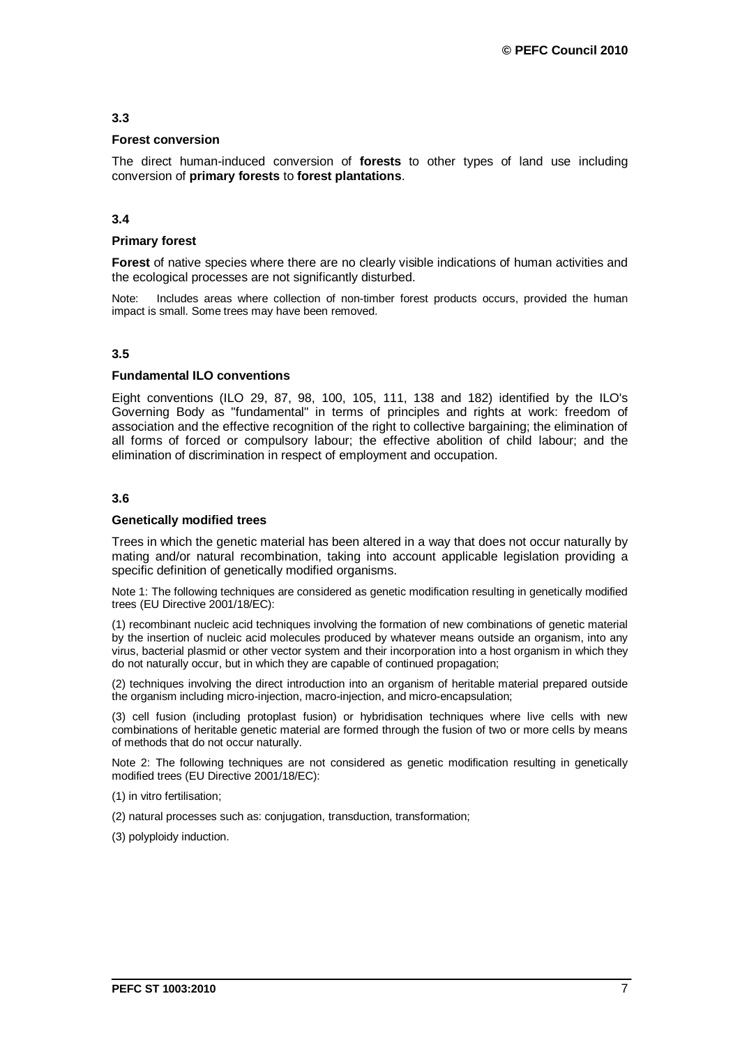### 3.3

**Forest conversion**

The direct human-induced conversion of **forests** to other types of land use including conversion of **primary forests** to **forest plantations**.

### 3.4

**Primary forest**

**Forest** of native species where there are no clearly visible indications of human activities and the ecological processes are not significantly disturbed.

Note: Includes areas where collection of non-timber forest products occurs, provided the human impact is small. Some trees may have been removed.

### 3.5

**Fundamental ILO conventions**

Eight conventions (ILO 29, 87, 98, 100, 105, 111, 138 and 182) identified by the ILO's Governing Body as "fundamental" in terms of principles and rights at work: freedom of association and the effective recognition of the right to collective bargaining; the elimination of all forms of forced or compulsory labour; the effective abolition of child labour; and the elimination of discrimination in respect of employment and occupation.

### 3.6

**Genetically modified trees**

Trees in which the genetic material has been altered in a way that does not occur naturally by mating and/or natural recombination, taking into account applicable legislation providing a specific definition of genetically modified organisms.

Note 1: The following techniques are considered as genetic modification resulting in genetically modified trees (EU Directive 2001/18/EC):

(1) recombinant nucleic acid techniques involving the formation of new combinations of genetic material by the insertion of nucleic acid molecules produced by whatever means outside an organism, into any virus, bacterial plasmid or other vector system and their incorporation into a host organism in which they do not naturally occur, but in which they are capable of continued propagation;

(2) techniques involving the direct introduction into an organism of heritable material prepared outside the organism including micro-injection, macro-injection, and micro-encapsulation;

(3) cell fusion (including protoplast fusion) or hybridisation techniques where live cells with new combinations of heritable genetic material are formed through the fusion of two or more cells by means of methods that do not occur naturally.

Note 2: The following techniques are not considered as genetic modification resulting in genetically modified trees (EU Directive 2001/18/EC):

(1) in vitro fertilisation;

(2) natural processes such as: conjugation, transduction, transformation;

(3) polyploidy induction.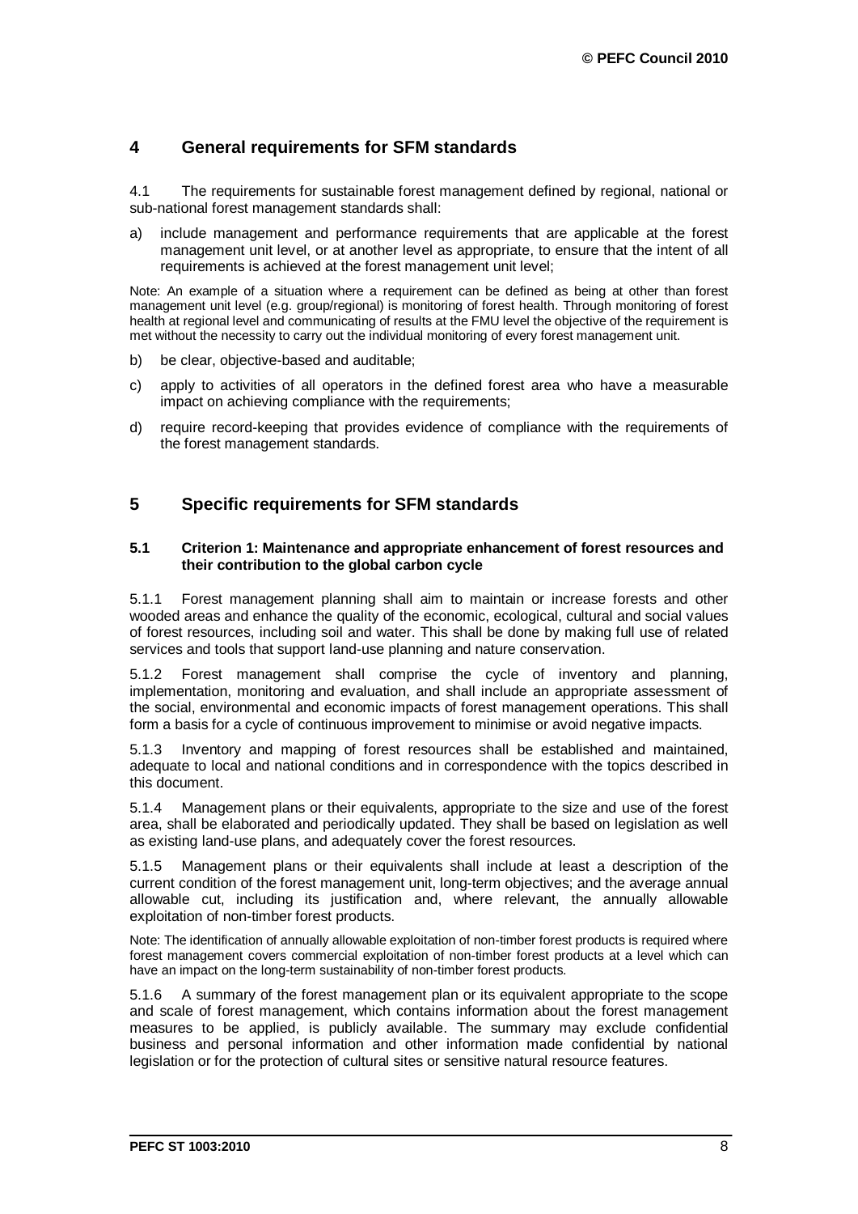## 4 General requirements for SFM standards

4.1 The requirements for sustainable forest management defined by regional, national or sub-national forest management standards shall:

a) include management and performance requirements that are applicable at the forest management unit level, or at another level as appropriate, to ensure that the intent of all requirements is achieved at the forest management unit level;

Note: An example of a situation where a requirement can be defined as being at other than forest management unit level (e.g. group/regional) is monitoring of forest health. Through monitoring of forest health at regional level and communicating of results at the FMU level the objective of the requirement is met without the necessity to carry out the individual monitoring of every forest management unit.

b) be clear, objective-based and auditable;

c) apply to activities of all operators in the defined forest area who have a measurable impact on achieving compliance with the requirements;

d) require record-keeping that provides evidence of compliance with the requirements of the forest management standards.

## 5 Specific requirements for SFM standards

### 5.1 Criterion 1: Maintenance and appropriate enhancement of forest resources and their contribution to the global carbon cycle

5.1.1 Forest management planning shall aim to maintain or increase forests and other wooded areas and enhance the quality of the economic, ecological, cultural and social values of forest resources, including soil and water. This shall be done by making full use of related services and tools that support land-use planning and nature conservation.

5.1.2 Forest management shall comprise the cycle of inventory and planning, implementation, monitoring and evaluation, and shall include an appropriate assessment of the social, environmental and economic impacts of forest management operations. This shall form a basis for a cycle of continuous improvement to minimise or avoid negative impacts.

5.1.3 Inventory and mapping of forest resources shall be established and maintained, adequate to local and national conditions and in correspondence with the topics described in this document.

5.1.4 Management plans or their equivalents, appropriate to the size and use of the forest area, shall be elaborated and periodically updated. They shall be based on legislation as well as existing land-use plans, and adequately cover the forest resources.

5.1.5 Management plans or their equivalents shall include at least a description of the current condition of the forest management unit, long-term objectives; and the average annual allowable cut, including its justification and, where relevant, the annually allowable exploitation of non-timber forest products.

Note: The identification of annually allowable exploitation of non-timber forest products is required where forest management covers commercial exploitation of non-timber forest products at a level which can have an impact on the long-term sustainability of non-timber forest products.

5.1.6 A summary of the forest management plan or its equivalent appropriate to the scope and scale of forest management, which contains information about the forest management measures to be applied, is publicly available. The summary may exclude confidential business and personal information and other information made confidential by national legislation or for the protection of cultural sites or sensitive natural resource features.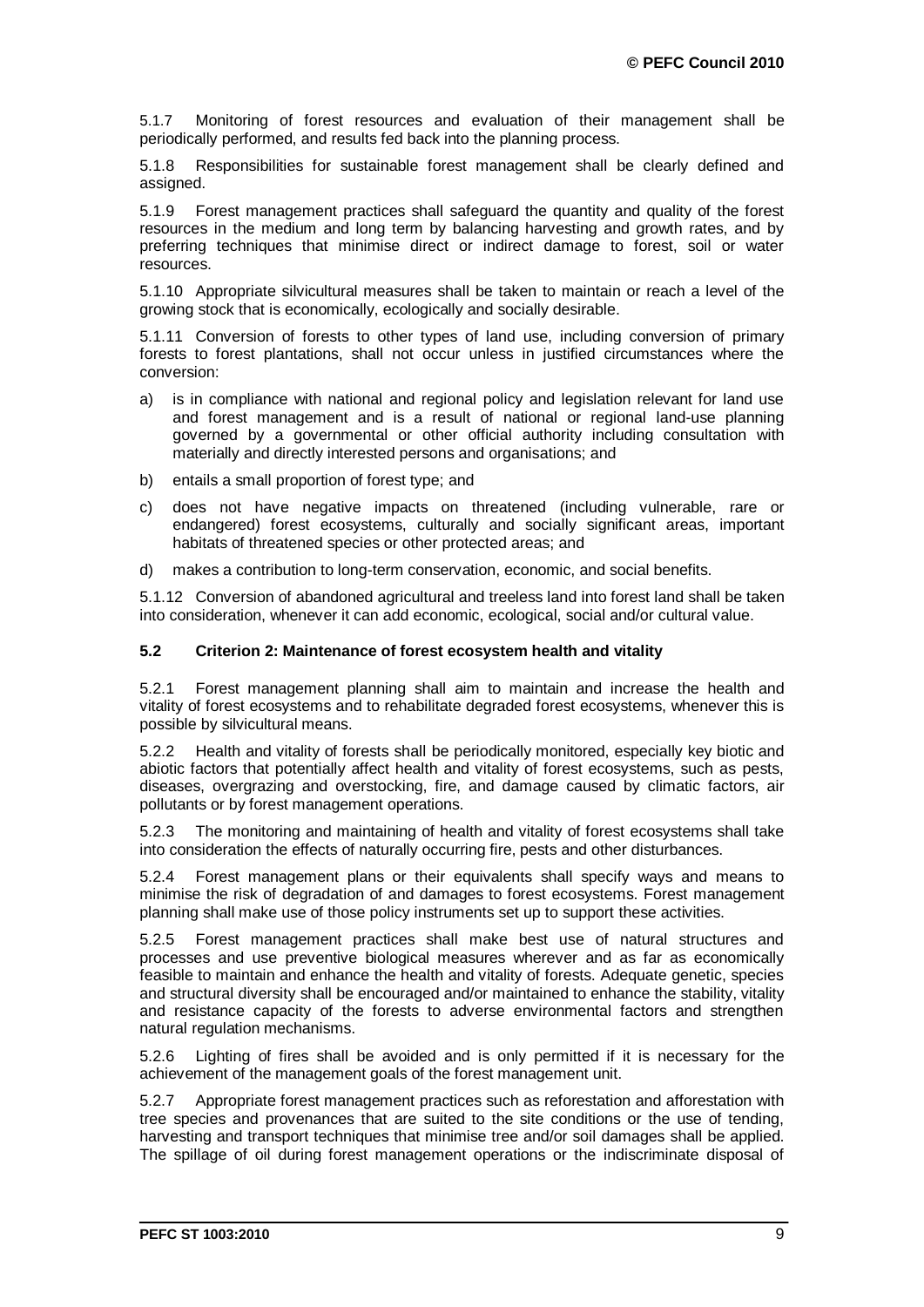5.1.7 Monitoring of forest resources and evaluation of their management shall be periodically performed, and results fed back into the planning process.

5.1.8 Responsibilities for sustainable forest management shall be clearly defined and assigned.

5.1.9 Forest management practices shall safeguard the quantity and quality of the forest resources in the medium and long term by balancing harvesting and growth rates, and by preferring techniques that minimise direct or indirect damage to forest, soil or water resources.

5.1.10 Appropriate silvicultural measures shall be taken to maintain or reach a level of the growing stock that is economically, ecologically and socially desirable.

5.1.11 Conversion of forests to other types of land use, including conversion of primary forests to forest plantations, shall not occur unless in justified circumstances where the conversion:

a) is in compliance with national and regional policy and legislation relevant for land use and forest management and is a result of national or regional land-use planning governed by a governmental or other official authority including consultation with materially and directly interested persons and organisations; and

b) entails a small proportion of forest type; and

c) does not have negative impacts on threatened (including vulnerable, rare or endangered) forest ecosystems, culturally and socially significant areas, important habitats of threatened species or other protected areas; and

d) makes a contribution to long-term conservation, economic, and social benefits.

5.1.12 Conversion of abandoned agricultural and treeless land into forest land shall be taken into consideration, whenever it can add economic, ecological, social and/or cultural value.

### 5.2 Criterion 2: Maintenance of forest ecosystem health and vitality

5.2.1 Forest management planning shall aim to maintain and increase the health and vitality of forest ecosystems and to rehabilitate degraded forest ecosystems, whenever this is possible by silvicultural means.

5.2.2 Health and vitality of forests shall be periodically monitored, especially key biotic and abiotic factors that potentially affect health and vitality of forest ecosystems, such as pests, diseases, overgrazing and overstocking, fire, and damage caused by climatic factors, air pollutants or by forest management operations.

5.2.3 The monitoring and maintaining of health and vitality of forest ecosystems shall take into consideration the effects of naturally occurring fire, pests and other disturbances.

5.2.4 Forest management plans or their equivalents shall specify ways and means to minimise the risk of degradation of and damages to forest ecosystems. Forest management planning shall make use of those policy instruments set up to support these activities.

5.2.5 Forest management practices shall make best use of natural structures and processes and use preventive biological measures wherever and as far as economically feasible to maintain and enhance the health and vitality of forests. Adequate genetic, species and structural diversity shall be encouraged and/or maintained to enhance the stability, vitality and resistance capacity of the forests to adverse environmental factors and strengthen natural regulation mechanisms.

5.2.6 Lighting of fires shall be avoided and is only permitted if it is necessary for the achievement of the management goals of the forest management unit.

5.2.7 Appropriate forest management practices such as reforestation and afforestation with tree species and provenances that are suited to the site conditions or the use of tending, harvesting and transport techniques that minimise tree and/or soil damages shall be applied. The spillage of oil during forest management operations or the indiscriminate disposal of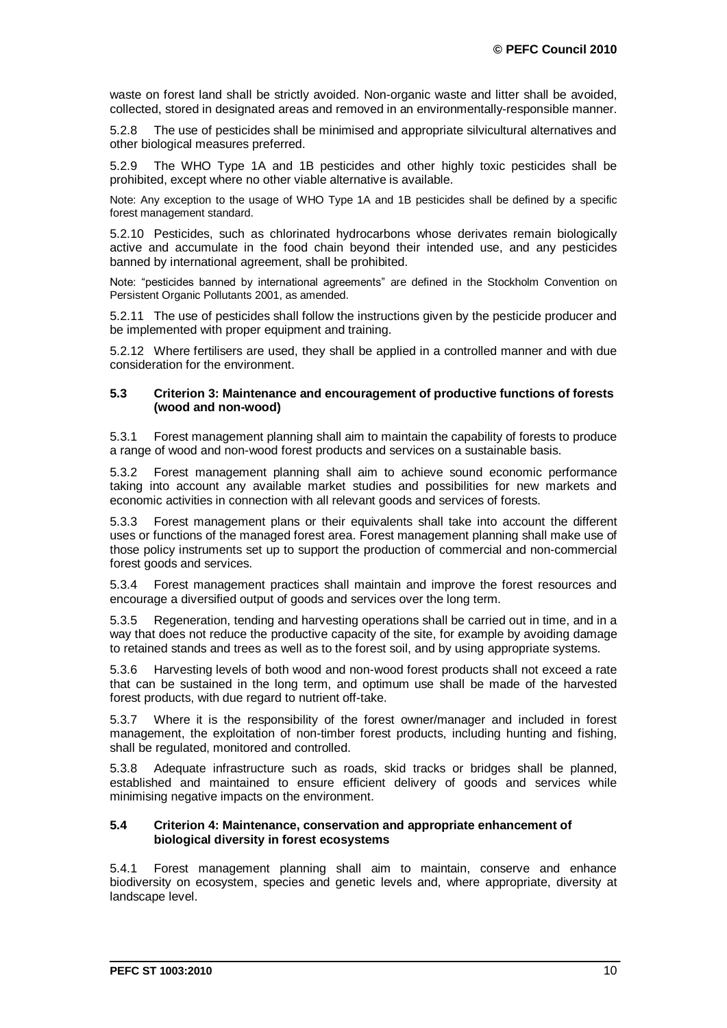waste on forest land shall be strictly avoided. Non-organic waste and litter shall be avoided, collected, stored in designated areas and removed in an environmentally-responsible manner.

5.2.8 The use of pesticides shall be minimised and appropriate silvicultural alternatives and other biological measures preferred.

5.2.9 The WHO Type 1A and 1B pesticides and other highly toxic pesticides shall be prohibited, except where no other viable alternative is available.

Note: Any exception to the usage of WHO Type 1A and 1B pesticides shall be defined by a specific forest management standard.

5.2.10 Pesticides, such as chlorinated hydrocarbons whose derivates remain biologically active and accumulate in the food chain beyond their intended use, and any pesticides banned by international agreement, shall be prohibited.

Note: "pesticides banned by international agreements" are defined in the Stockholm Convention on Persistent Organic Pollutants 2001, as amended.

5.2.11 The use of pesticides shall follow the instructions given by the pesticide producer and be implemented with proper equipment and training.

5.2.12 Where fertilisers are used, they shall be applied in a controlled manner and with due consideration for the environment.

### 5.3 Criterion 3: Maintenance and encouragement of productive functions of forests (wood and non-wood)

5.3.1 Forest management planning shall aim to maintain the capability of forests to produce a range of wood and non-wood forest products and services on a sustainable basis.

5.3.2 Forest management planning shall aim to achieve sound economic performance taking into account any available market studies and possibilities for new markets and economic activities in connection with all relevant goods and services of forests.

5.3.3 Forest management plans or their equivalents shall take into account the different uses or functions of the managed forest area. Forest management planning shall make use of those policy instruments set up to support the production of commercial and non-commercial forest goods and services.

5.3.4 Forest management practices shall maintain and improve the forest resources and encourage a diversified output of goods and services over the long term.

5.3.5 Regeneration, tending and harvesting operations shall be carried out in time, and in a way that does not reduce the productive capacity of the site, for example by avoiding damage to retained stands and trees as well as to the forest soil, and by using appropriate systems.

5.3.6 Harvesting levels of both wood and non-wood forest products shall not exceed a rate that can be sustained in the long term, and optimum use shall be made of the harvested forest products, with due regard to nutrient off-take.

5.3.7 Where it is the responsibility of the forest owner/manager and included in forest management, the exploitation of non-timber forest products, including hunting and fishing, shall be regulated, monitored and controlled.

5.3.8 Adequate infrastructure such as roads, skid tracks or bridges shall be planned, established and maintained to ensure efficient delivery of goods and services while minimising negative impacts on the environment.

### 5.4 Criterion 4: Maintenance, conservation and appropriate enhancement of biological diversity in forest ecosystems

5.4.1 Forest management planning shall aim to maintain, conserve and enhance biodiversity on ecosystem, species and genetic levels and, where appropriate, diversity at landscape level.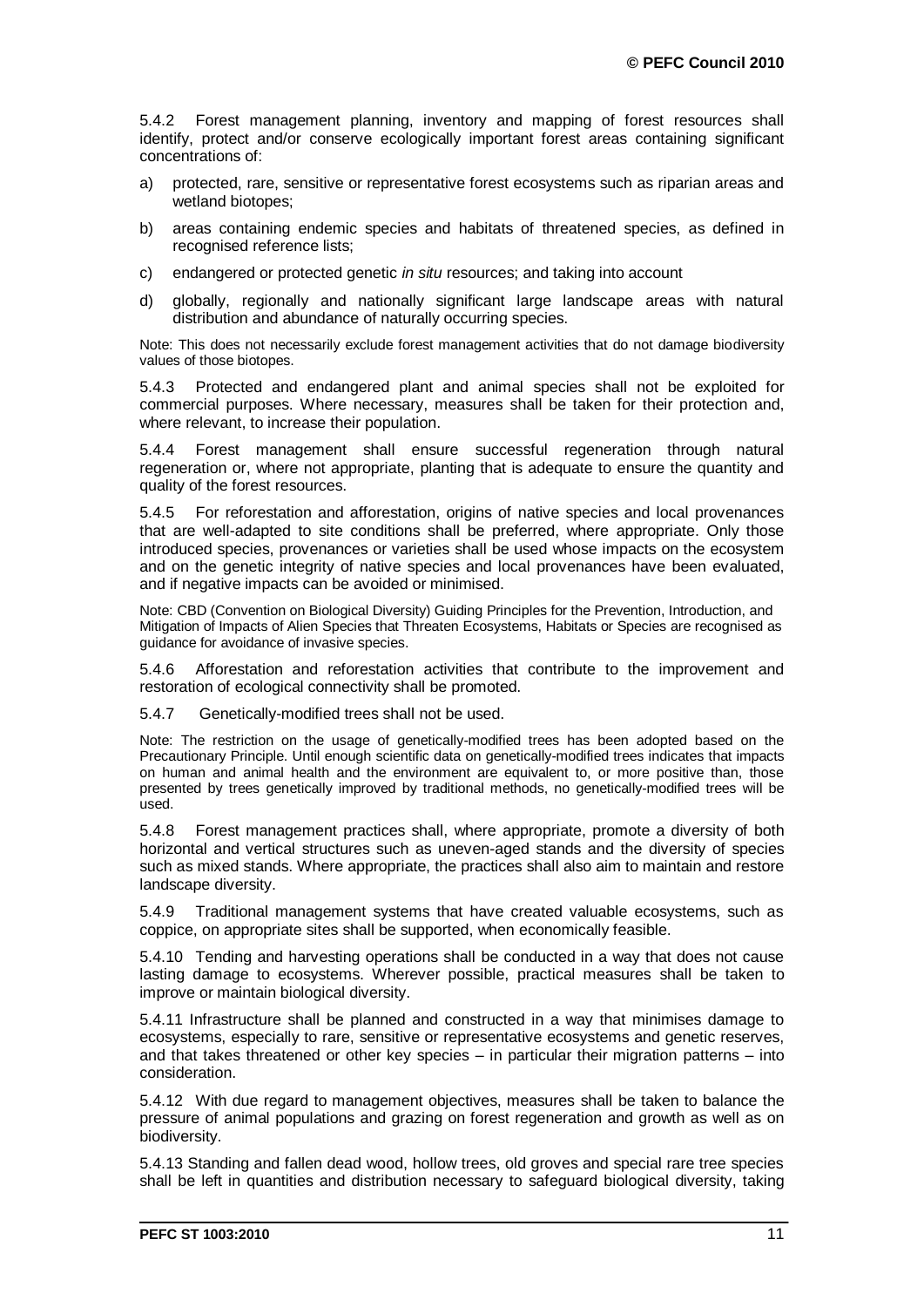5.4.2 Forest management planning, inventory and mapping of forest resources shall identify, protect and/or conserve ecologically important forest areas containing significant concentrations of:

a) protected, rare, sensitive or representative forest ecosystems such as riparian areas and wetland biotopes;

b) areas containing endemic species and habitats of threatened species, as defined in recognised reference lists;

c) endangered or protected genetic *in situ* resources; and taking into account

d) globally, regionally and nationally significant large landscape areas with natural distribution and abundance of naturally occurring species.

Note: This does not necessarily exclude forest management activities that do not damage biodiversity values of those biotopes.

5.4.3 Protected and endangered plant and animal species shall not be exploited for commercial purposes. Where necessary, measures shall be taken for their protection and, where relevant, to increase their population.

5.4.4 Forest management shall ensure successful regeneration through natural regeneration or, where not appropriate, planting that is adequate to ensure the quantity and quality of the forest resources.

5.4.5 For reforestation and afforestation, origins of native species and local provenances that are well-adapted to site conditions shall be preferred, where appropriate. Only those introduced species, provenances or varieties shall be used whose impacts on the ecosystem and on the genetic integrity of native species and local provenances have been evaluated, and if negative impacts can be avoided or minimised.

Note: CBD (Convention on Biological Diversity) Guiding Principles for the Prevention, Introduction, and Mitigation of Impacts of Alien Species that Threaten Ecosystems, Habitats or Species are recognised as guidance for avoidance of invasive species.

5.4.6 Afforestation and reforestation activities that contribute to the improvement and restoration of ecological connectivity shall be promoted.

5.4.7 Genetically-modified trees shall not be used.

Note: The restriction on the usage of genetically-modified trees has been adopted based on the Precautionary Principle. Until enough scientific data on genetically-modified trees indicates that impacts on human and animal health and the environment are equivalent to, or more positive than, those presented by trees genetically improved by traditional methods, no genetically-modified trees will be used.

5.4.8 Forest management practices shall, where appropriate, promote a diversity of both horizontal and vertical structures such as uneven-aged stands and the diversity of species such as mixed stands. Where appropriate, the practices shall also aim to maintain and restore landscape diversity.

5.4.9 Traditional management systems that have created valuable ecosystems, such as coppice, on appropriate sites shall be supported, when economically feasible.

5.4.10 Tending and harvesting operations shall be conducted in a way that does not cause lasting damage to ecosystems. Wherever possible, practical measures shall be taken to improve or maintain biological diversity.

5.4.11 Infrastructure shall be planned and constructed in a way that minimises damage to ecosystems, especially to rare, sensitive or representative ecosystems and genetic reserves, and that takes threatened or other key species – in particular their migration patterns – into consideration.

5.4.12 With due regard to management objectives, measures shall be taken to balance the pressure of animal populations and grazing on forest regeneration and growth as well as on biodiversity.

5.4.13 Standing and fallen dead wood, hollow trees, old groves and special rare tree species shall be left in quantities and distribution necessary to safeguard biological diversity, taking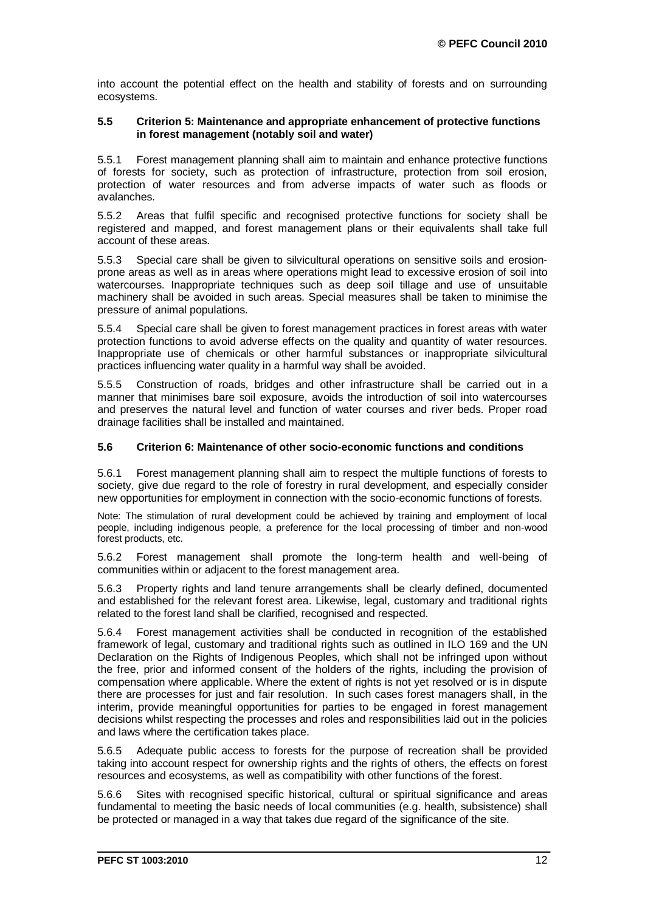into account the potential effect on the health and stability of forests and on surrounding ecosystems.

### 5.5 Criterion 5: Maintenance and appropriate enhancement of protective functions in forest management (notably soil and water)

5.5.1 Forest management planning shall aim to maintain and enhance protective functions of forests for society, such as protection of infrastructure, protection from soil erosion, protection of water resources and from adverse impacts of water such as floods or avalanches.

5.5.2 Areas that fulfil specific and recognised protective functions for society shall be registered and mapped, and forest management plans or their equivalents shall take full account of these areas.

5.5.3 Special care shall be given to silvicultural operations on sensitive soils and erosion-prone areas as well as in areas where operations might lead to excessive erosion of soil into watercourses. Inappropriate techniques such as deep soil tillage and use of unsuitable machinery shall be avoided in such areas. Special measures shall be taken to minimise the pressure of animal populations.

5.5.4 Special care shall be given to forest management practices in forest areas with water protection functions to avoid adverse effects on the quality and quantity of water resources. Inappropriate use of chemicals or other harmful substances or inappropriate silvicultural practices influencing water quality in a harmful way shall be avoided.

5.5.5 Construction of roads, bridges and other infrastructure shall be carried out in a manner that minimises bare soil exposure, avoids the introduction of soil into watercourses and preserves the natural level and function of water courses and river beds. Proper road drainage facilities shall be installed and maintained.

### 5.6 Criterion 6: Maintenance of other socio-economic functions and conditions

5.6.1 Forest management planning shall aim to respect the multiple functions of forests to society, give due regard to the role of forestry in rural development, and especially consider new opportunities for employment in connection with the socio-economic functions of forests.

Note: The stimulation of rural development could be achieved by training and employment of local people, including indigenous people, a preference for the local processing of timber and non-wood forest products, etc.

5.6.2 Forest management shall promote the long-term health and well-being of communities within or adjacent to the forest management area.

5.6.3 Property rights and land tenure arrangements shall be clearly defined, documented and established for the relevant forest area. Likewise, legal, customary and traditional rights related to the forest land shall be clarified, recognised and respected.

5.6.4 Forest management activities shall be conducted in recognition of the established framework of legal, customary and traditional rights such as outlined in ILO 169 and the UN Declaration on the Rights of Indigenous Peoples, which shall not be infringed upon without the free, prior and informed consent of the holders of the rights, including the provision of compensation where applicable. Where the extent of rights is not yet resolved or is in dispute there are processes for just and fair resolution. In such cases forest managers shall, in the interim, provide meaningful opportunities for parties to be engaged in forest management decisions whilst respecting the processes and roles and responsibilities laid out in the policies and laws where the certification takes place.

5.6.5 Adequate public access to forests for the purpose of recreation shall be provided taking into account respect for ownership rights and the rights of others, the effects on forest resources and ecosystems, as well as compatibility with other functions of the forest.

5.6.6 Sites with recognised specific historical, cultural or spiritual significance and areas fundamental to meeting the basic needs of local communities (e.g. health, subsistence) shall be protected or managed in a way that takes due regard of the significance of the site.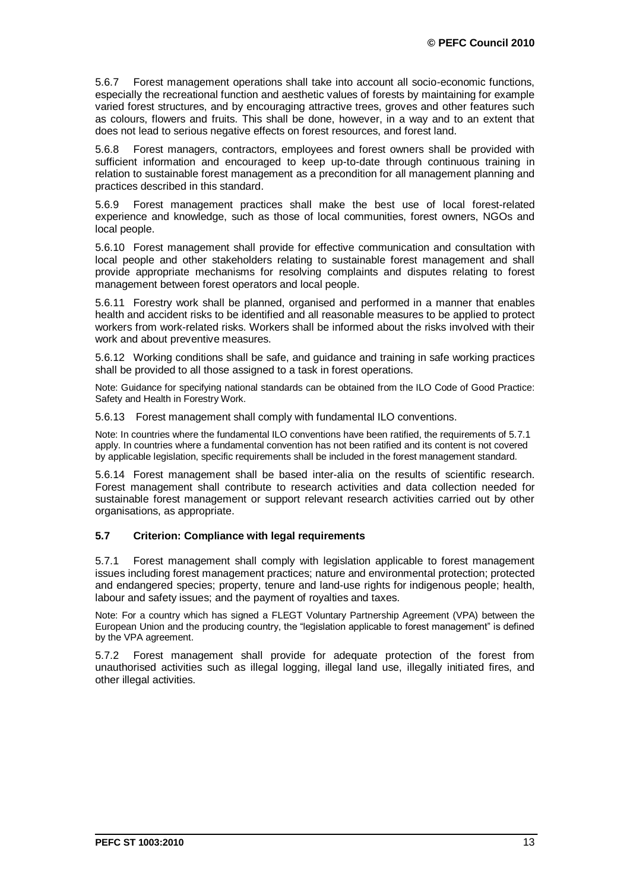5.6.7 Forest management operations shall take into account all socio-economic functions, especially the recreational function and aesthetic values of forests by maintaining for example varied forest structures, and by encouraging attractive trees, groves and other features such as colours, flowers and fruits. This shall be done, however, in a way and to an extent that does not lead to serious negative effects on forest resources, and forest land.

5.6.8 Forest managers, contractors, employees and forest owners shall be provided with sufficient information and encouraged to keep up-to-date through continuous training in relation to sustainable forest management as a precondition for all management planning and practices described in this standard.

5.6.9 Forest management practices shall make the best use of local forest-related experience and knowledge, such as those of local communities, forest owners, NGOs and local people.

5.6.10 Forest management shall provide for effective communication and consultation with local people and other stakeholders relating to sustainable forest management and shall provide appropriate mechanisms for resolving complaints and disputes relating to forest management between forest operators and local people.

5.6.11 Forestry work shall be planned, organised and performed in a manner that enables health and accident risks to be identified and all reasonable measures to be applied to protect workers from work-related risks. Workers shall be informed about the risks involved with their work and about preventive measures.

5.6.12 Working conditions shall be safe, and guidance and training in safe working practices shall be provided to all those assigned to a task in forest operations.

Note: Guidance for specifying national standards can be obtained from the ILO Code of Good Practice: Safety and Health in Forestry Work.

5.6.13 Forest management shall comply with fundamental ILO conventions.

Note: In countries where the fundamental ILO conventions have been ratified, the requirements of 5.7.1 apply. In countries where a fundamental convention has not been ratified and its content is not covered by applicable legislation, specific requirements shall be included in the forest management standard.

5.6.14 Forest management shall be based inter-alia on the results of scientific research. Forest management shall contribute to research activities and data collection needed for sustainable forest management or support relevant research activities carried out by other organisations, as appropriate.

### 5.7 Criterion: Compliance with legal requirements

5.7.1 Forest management shall comply with legislation applicable to forest management issues including forest management practices; nature and environmental protection; protected and endangered species; property, tenure and land-use rights for indigenous people; health, labour and safety issues; and the payment of royalties and taxes.

Note: For a country which has signed a FLEGT Voluntary Partnership Agreement (VPA) between the European Union and the producing country, the "legislation applicable to forest management" is defined by the VPA agreement.

5.7.2 Forest management shall provide for adequate protection of the forest from unauthorised activities such as illegal logging, illegal land use, illegally initiated fires, and other illegal activities.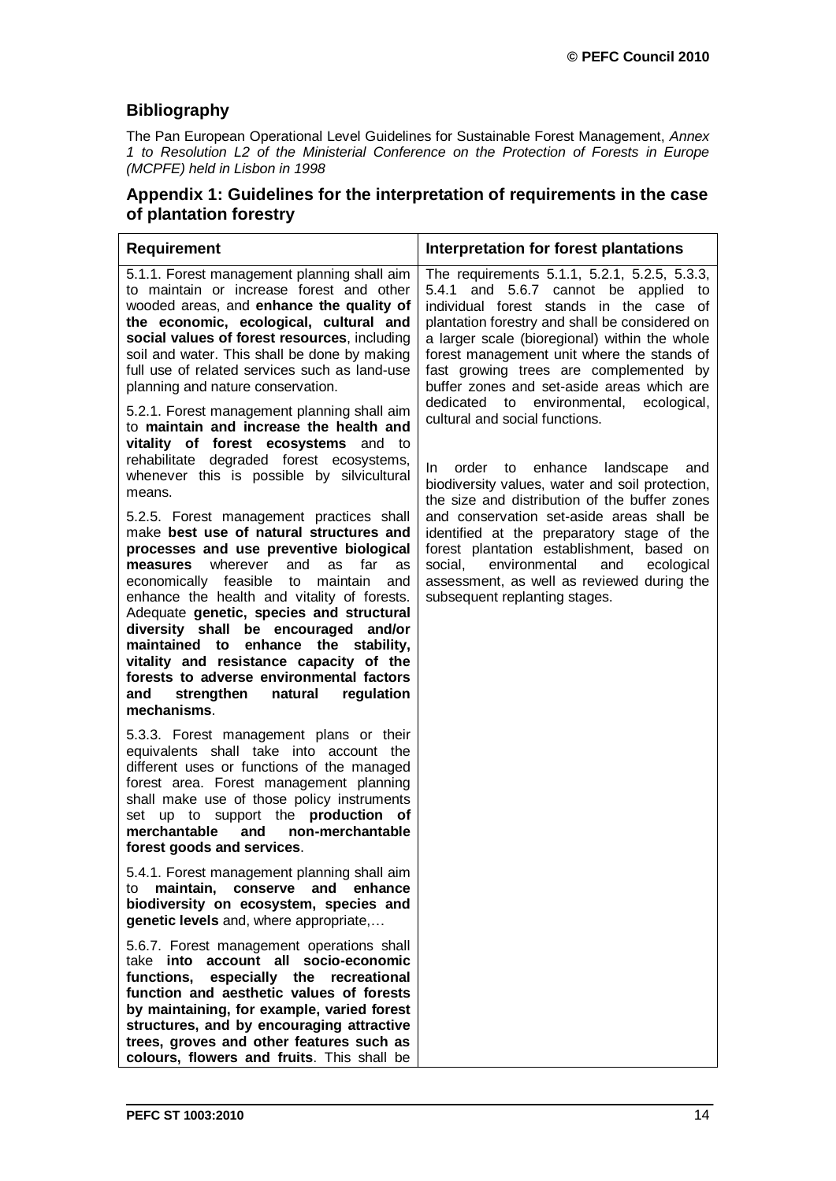## Bibliography

The Pan European Operational Level Guidelines for Sustainable Forest Management, *Annex 1 to Resolution L2 of the Ministerial Conference on the Protection of Forests in Europe (MCPFE) held in Lisbon in 1998*

## Appendix 1: Guidelines for the interpretation of requirements in the case of plantation forestry

| Requirement | Interpretation for forest plantations |
|---|---|
| 5.1.1. Forest management planning shall aim to maintain or increase forest and other wooded areas, and **enhance the quality of the economic, ecological, cultural and social values of forest resources**, including soil and water. This shall be done by making full use of related services such as land-use planning and nature conservation.<br><br>5.2.1. Forest management planning shall aim to **maintain and increase the health and vitality of forest ecosystems** and to rehabilitate degraded forest ecosystems, whenever this is possible by silvicultural means.<br><br>5.2.5. Forest management practices shall make **best use of natural structures and processes and use preventive biological measures** wherever and as far as economically feasible to maintain and enhance the health and vitality of forests. Adequate **genetic, species and structural diversity shall be encouraged and/or maintained to enhance the stability, vitality and resistance capacity of the forests to adverse environmental factors and strengthen natural regulation mechanisms**.<br><br>5.3.3. Forest management plans or their equivalents shall take into account the different uses or functions of the managed forest area. Forest management planning shall make use of those policy instruments set up to support the **production of merchantable and non-merchantable forest goods and services**.<br><br>5.4.1. Forest management planning shall aim to **maintain, conserve and enhance biodiversity on ecosystem, species and genetic levels** and, where appropriate,…<br><br>5.6.7. Forest management operations shall take **into account all socio-economic functions, especially the recreational function and aesthetic values of forests by maintaining, for example, varied forest structures, and by encouraging attractive trees, groves and other features such as colours, flowers and fruits**. This shall be | The requirements 5.1.1, 5.2.1, 5.2.5, 5.3.3, 5.4.1 and 5.6.7 cannot be applied to individual forest stands in the case of plantation forestry and shall be considered on a larger scale (bioregional) within the whole forest management unit where the stands of fast growing trees are complemented by buffer zones and set-aside areas which are dedicated to environmental, ecological, cultural and social functions.<br><br>In order to enhance landscape and biodiversity values, water and soil protection, the size and distribution of the buffer zones and conservation set-aside areas shall be identified at the preparatory stage of the forest plantation establishment, based on social, environmental and ecological assessment, as well as reviewed during the subsequent replanting stages. |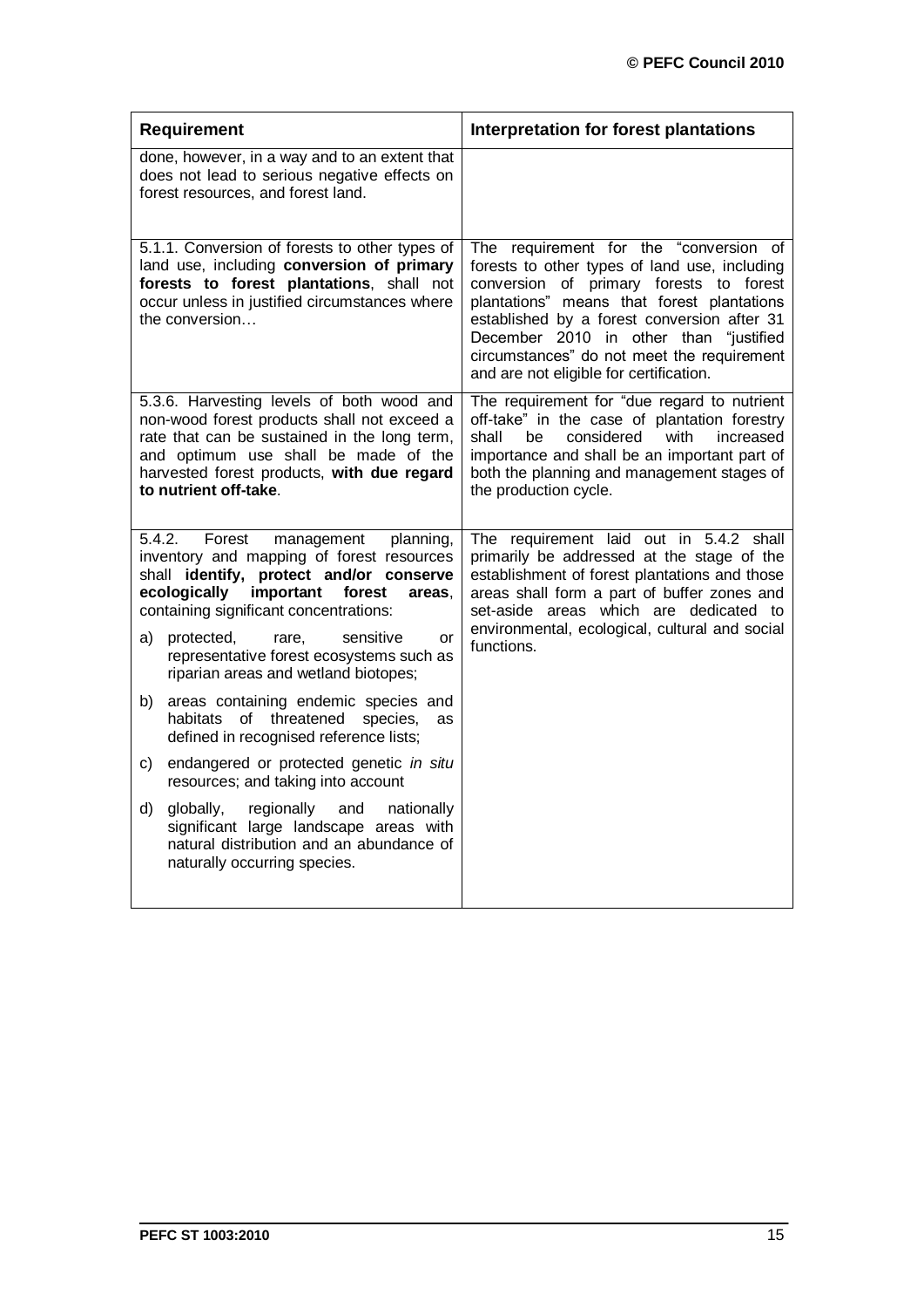| **Requirement** | **Interpretation for forest plantations** |
|---|---|
| done, however, in a way and to an extent that does not lead to serious negative effects on forest resources, and forest land. | |
| 5.1.1. Conversion of forests to other types of land use, including **conversion of primary forests to forest plantations**, shall not occur unless in justified circumstances where the conversion… | The requirement for the "conversion of forests to other types of land use, including conversion of primary forests to forest plantations" means that forest plantations established by a forest conversion after 31 December 2010 in other than "justified circumstances" do not meet the requirement and are not eligible for certification. |
| 5.3.6. Harvesting levels of both wood and non-wood forest products shall not exceed a rate that can be sustained in the long term, and optimum use shall be made of the harvested forest products, **with due regard to nutrient off-take**. | The requirement for "due regard to nutrient off-take" in the case of plantation forestry shall be considered with increased importance and shall be an important part of both the planning and management stages of the production cycle. |
| 5.4.2. Forest management planning, inventory and mapping of forest resources shall **identify, protect and/or conserve ecologically important forest areas**, containing significant concentrations:<br><br>a) protected, rare, sensitive or representative forest ecosystems such as riparian areas and wetland biotopes;<br><br>b) areas containing endemic species and habitats of threatened species, as defined in recognised reference lists;<br><br>c) endangered or protected genetic *in situ* resources; and taking into account<br><br>d) globally, regionally and nationally significant large landscape areas with natural distribution and an abundance of naturally occurring species. | The requirement laid out in 5.4.2 shall primarily be addressed at the stage of the establishment of forest plantations and those areas shall form a part of buffer zones and set-aside areas which are dedicated to environmental, ecological, cultural and social functions. |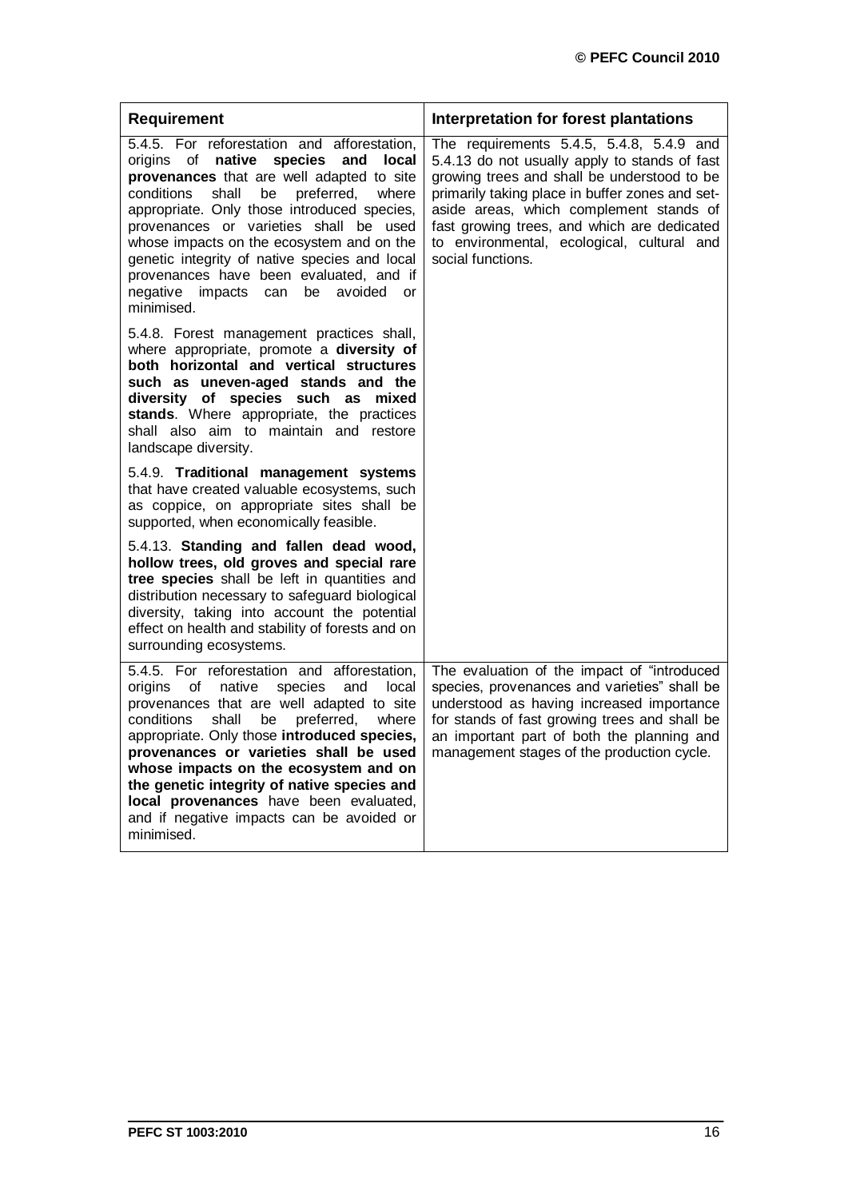| Requirement | Interpretation for forest plantations |
|---|---|
| 5.4.5. For reforestation and afforestation, origins of **native species and local provenances** that are well adapted to site conditions shall be preferred, where appropriate. Only those introduced species, provenances or varieties shall be used whose impacts on the ecosystem and on the genetic integrity of native species and local provenances have been evaluated, and if negative impacts can be avoided or minimised.<br><br>5.4.8. Forest management practices shall, where appropriate, promote a **diversity of both horizontal and vertical structures such as uneven-aged stands and the diversity of species such as mixed stands**. Where appropriate, the practices shall also aim to maintain and restore landscape diversity.<br><br>5.4.9. **Traditional management systems** that have created valuable ecosystems, such as coppice, on appropriate sites shall be supported, when economically feasible.<br><br>5.4.13. **Standing and fallen dead wood, hollow trees, old groves and special rare tree species** shall be left in quantities and distribution necessary to safeguard biological diversity, taking into account the potential effect on health and stability of forests and on surrounding ecosystems. | The requirements 5.4.5, 5.4.8, 5.4.9 and 5.4.13 do not usually apply to stands of fast growing trees and shall be understood to be primarily taking place in buffer zones and set-aside areas, which complement stands of fast growing trees, and which are dedicated to environmental, ecological, cultural and social functions. |
| 5.4.5. For reforestation and afforestation, origins of native species and local provenances that are well adapted to site conditions shall be preferred, where appropriate. Only those **introduced species, provenances or varieties shall be used whose impacts on the ecosystem and on the genetic integrity of native species and local provenances** have been evaluated, and if negative impacts can be avoided or minimised. | The evaluation of the impact of "introduced species, provenances and varieties" shall be understood as having increased importance for stands of fast growing trees and shall be an important part of both the planning and management stages of the production cycle. |